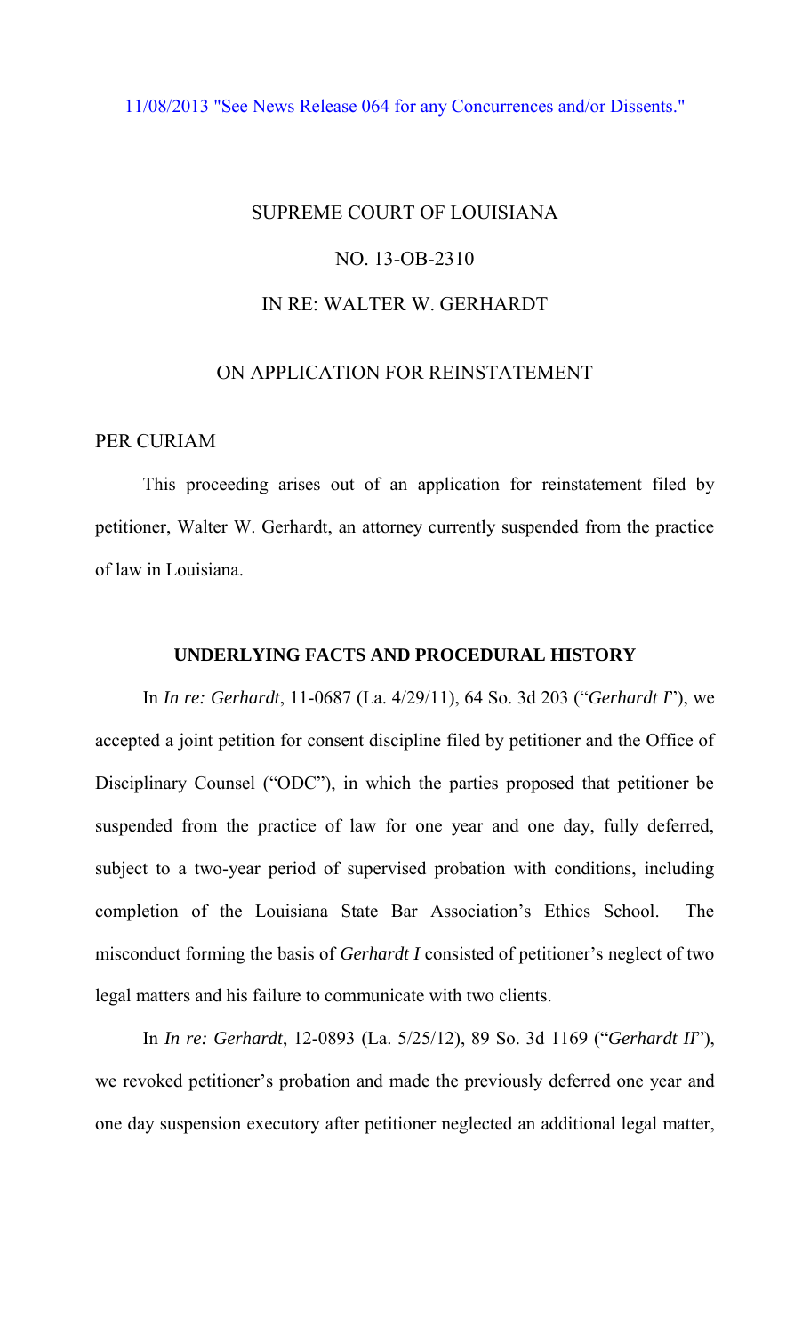11/08/2013 "See News Release 064 for any Concurrences and/or Dissents."

# SUPREME COURT OF LOUISIANA

## NO. 13-OB-2310

## IN RE: WALTER W. GERHARDT

## ON APPLICATION FOR REINSTATEMENT

PER CURIAM

This proceeding arises out of an application for reinstatement filed by petitioner, Walter W. Gerhardt, an attorney currently suspended from the practice of law in Louisiana.

### UNDERLYING FACTS AND PROCEDURAL HISTORY

In *In re: Gerhardt*, 11-0687 (La. 4/29/11), 64 So. 3d 203 ("*Gerhardt I*"), we accepted a joint petition for consent discipline filed by petitioner and the Office of Disciplinary Counsel ("ODC"), in which the parties proposed that petitioner be suspended from the practice of law for one year and one day, fully deferred, subject to a two-year period of supervised probation with conditions, including completion of the Louisiana State Bar Association's Ethics School. The misconduct forming the basis of *Gerhardt I* consisted of petitioner's neglect of two legal matters and his failure to communicate with two clients.

In *In re: Gerhardt*, 12-0893 (La. 5/25/12), 89 So. 3d 1169 ("*Gerhardt II*"), we revoked petitioner's probation and made the previously deferred one year and one day suspension executory after petitioner neglected an additional legal matter,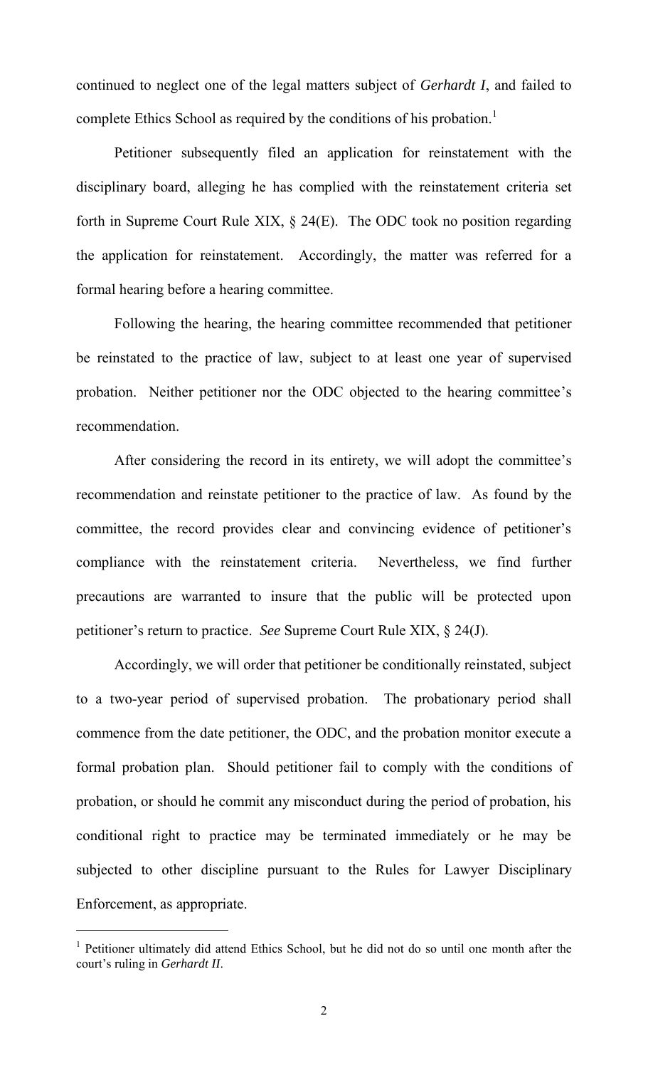continued to neglect one of the legal matters subject of *Gerhardt I*, and failed to complete Ethics School as required by the conditions of his probation.[1]

Petitioner subsequently filed an application for reinstatement with the disciplinary board, alleging he has complied with the reinstatement criteria set forth in Supreme Court Rule XIX, § 24(E). The ODC took no position regarding the application for reinstatement. Accordingly, the matter was referred for a formal hearing before a hearing committee.

Following the hearing, the hearing committee recommended that petitioner be reinstated to the practice of law, subject to at least one year of supervised probation. Neither petitioner nor the ODC objected to the hearing committee's recommendation.

After considering the record in its entirety, we will adopt the committee's recommendation and reinstate petitioner to the practice of law. As found by the committee, the record provides clear and convincing evidence of petitioner's compliance with the reinstatement criteria. Nevertheless, we find further precautions are warranted to insure that the public will be protected upon petitioner's return to practice. *See* Supreme Court Rule XIX, § 24(J).

Accordingly, we will order that petitioner be conditionally reinstated, subject to a two-year period of supervised probation. The probationary period shall commence from the date petitioner, the ODC, and the probation monitor execute a formal probation plan. Should petitioner fail to comply with the conditions of probation, or should he commit any misconduct during the period of probation, his conditional right to practice may be terminated immediately or he may be subjected to other discipline pursuant to the Rules for Lawyer Disciplinary Enforcement, as appropriate.

---

[1] Petitioner ultimately did attend Ethics School, but he did not do so until one month after the court's ruling in *Gerhardt II*.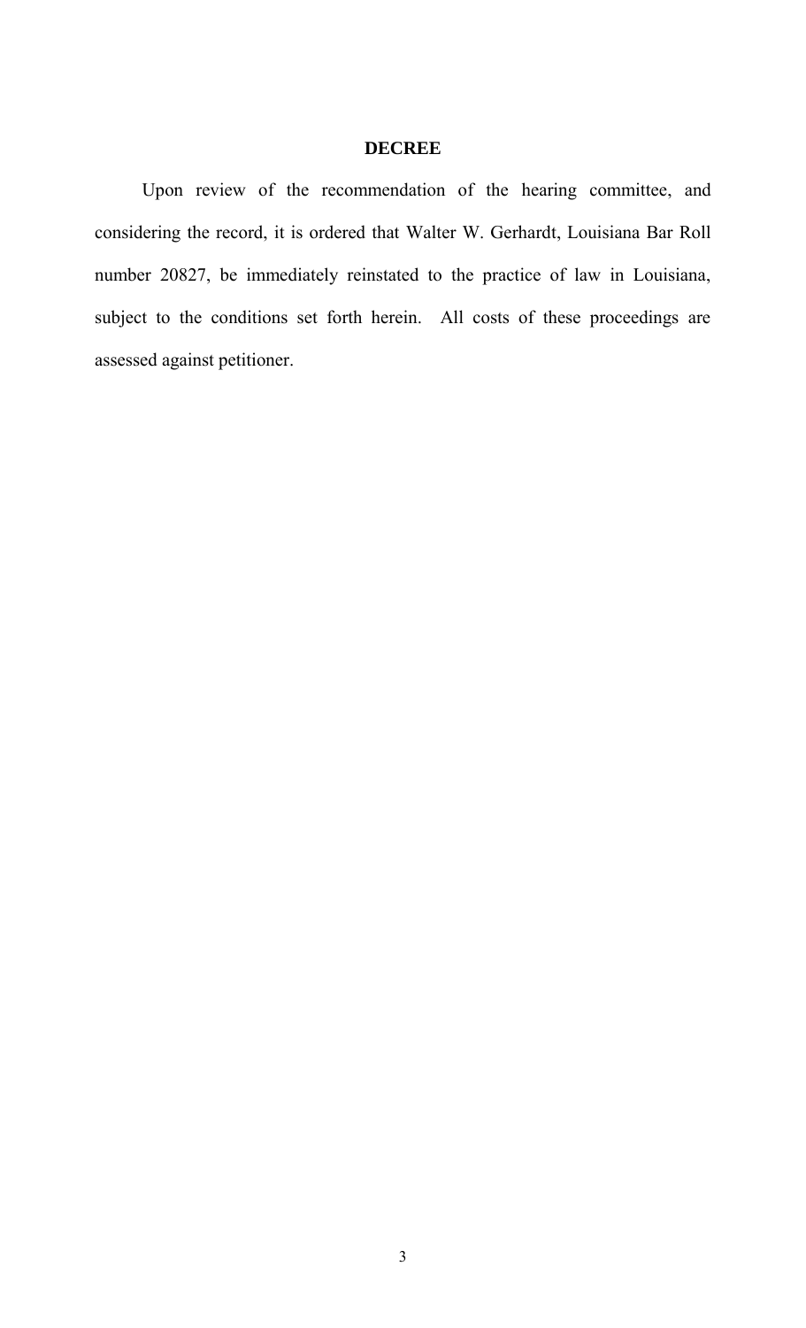## DECREE

Upon review of the recommendation of the hearing committee, and considering the record, it is ordered that Walter W. Gerhardt, Louisiana Bar Roll number 20827, be immediately reinstated to the practice of law in Louisiana, subject to the conditions set forth herein. All costs of these proceedings are assessed against petitioner.